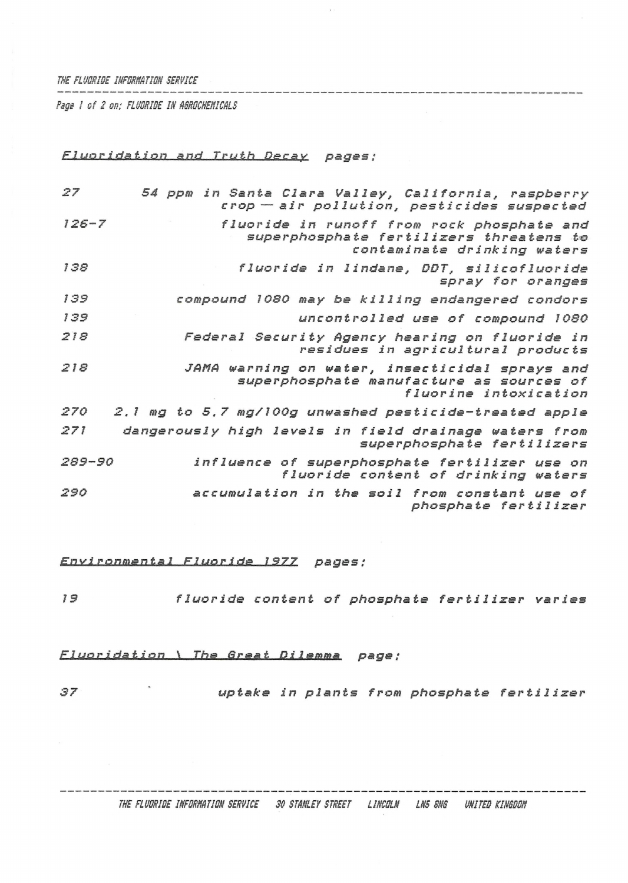*Fluoridation and Truth Decay* pages:

| | |
|---|---|
| 27 | 54 ppm in Santa Clara Valley, California, raspberry crop — air pollution, pesticides suspected |
| 126-7 | fluoride in runoff from rock phosphate and superphosphate fertilizers threatens to contaminate drinking waters |
| 138 | fluoride in lindane, DDT, silicofluoride spray for oranges |
| 139 | compound 1080 may be killing endangered condors |
| 139 | uncontrolled use of compound 1080 |
| 218 | Federal Security Agency hearing on fluoride in residues in agricultural products |
| 218 | JAMA warning on water, insecticidal sprays and superphosphate manufacture as sources of fluorine intoxication |
| 270 | 2.1 mg to 5.7 mg/100g unwashed pesticide-treated apple |
| 271 | dangerously high levels in field drainage waters from superphosphate fertilizers |
| 289-90 | influence of superphosphate fertilizer use on fluoride content of drinking waters |
| 290 | accumulation in the soil from constant use of phosphate fertilizer |

*Environmental Fluoride 1977* pages:

| | |
|---|---|
| 19 | fluoride content of phosphate fertilizer varies |

*Fluoridation \ The Great Dilemma* page:

| | |
|---|---|
| 37 | uptake in plants from phosphate fertilizer |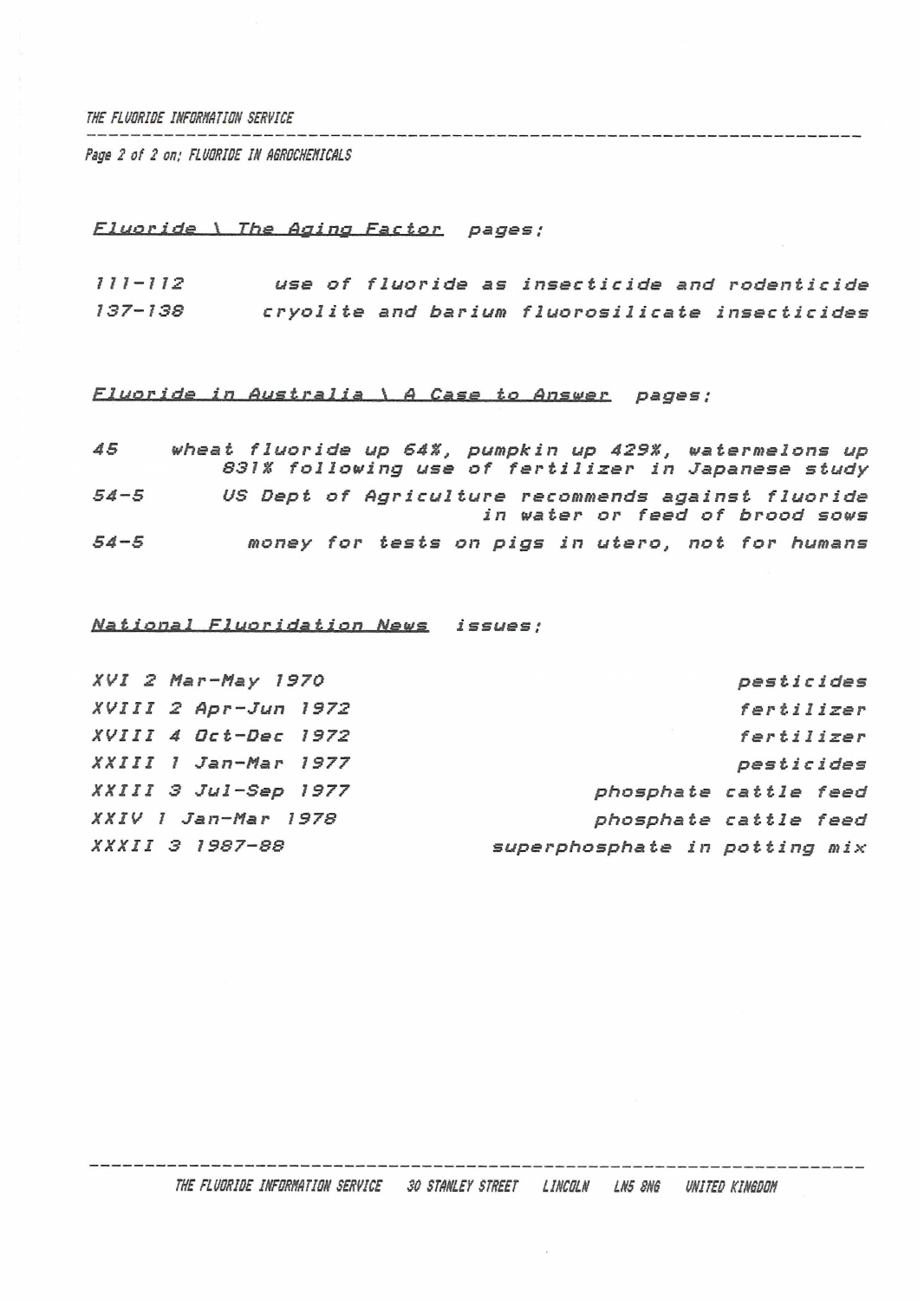*Fluoride \ The Aging Factor* pages:

| | |
|---|---|
| 111-112 | use of fluoride as insecticide and rodenticide |
| 137-138 | cryolite and barium fluorosilicate insecticides |

*Fluoride in Australia \ A Case to Answer* pages:

| | |
|---|---|
| 45 | wheat fluoride up 64%, pumpkin up 429%, watermelons up 831% following use of fertilizer in Japanese study |
| 54-5 | US Dept of Agriculture recommends against fluoride in water or feed of brood sows |
| 54-5 | money for tests on pigs in utero, not for humans |

*National Fluoridation News* issues:

| | |
|---|---|
| XVI 2 Mar-May 1970 | pesticides |
| XVIII 2 Apr-Jun 1972 | fertilizer |
| XVIII 4 Oct-Dec 1972 | fertilizer |
| XXIII 1 Jan-Mar 1977 | pesticides |
| XXIII 3 Jul-Sep 1977 | phosphate cattle feed |
| XXIV 1 Jan-Mar 1978 | phosphate cattle feed |
| XXXII 3 1987-88 | superphosphate in potting mix |